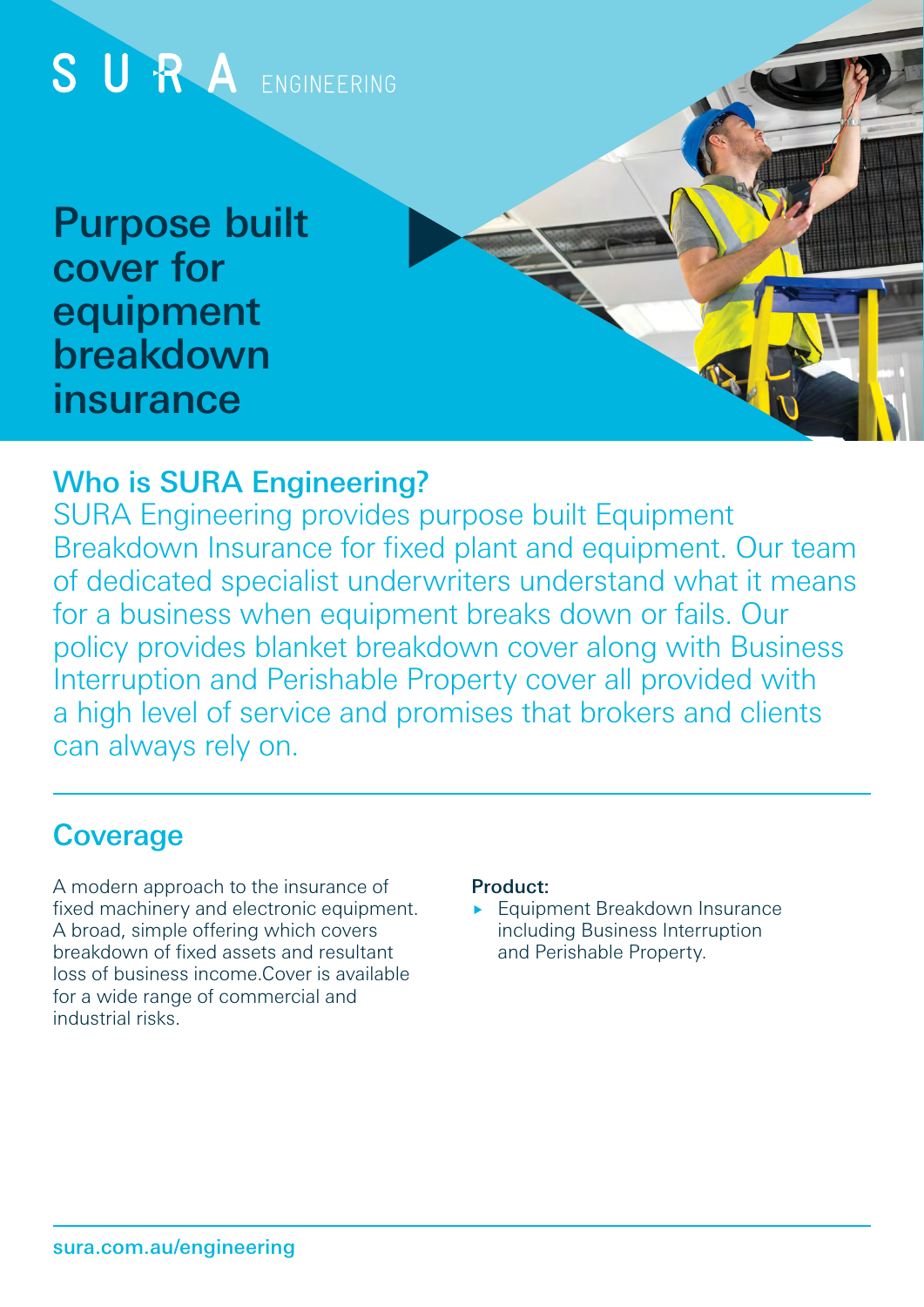SURA ENGINEERING

# Purpose built cover for equipment breakdown insurance

## Who is SURA Engineering?

SURA Engineering provides purpose built Equipment Breakdown Insurance for fixed plant and equipment. Our team of dedicated specialist underwriters understand what it means for a business when equipment breaks down or fails. Our policy provides blanket breakdown cover along with Business Interruption and Perishable Property cover all provided with a high level of service and promises that brokers and clients can always rely on.

## Coverage

A modern approach to the insurance of fixed machinery and electronic equipment. A broad, simple offering which covers breakdown of fixed assets and resultant loss of business income.Cover is available for a wide range of commercial and industrial risks.

**Product:**

- Equipment Breakdown Insurance including Business Interruption and Perishable Property.

sura.com.au/engineering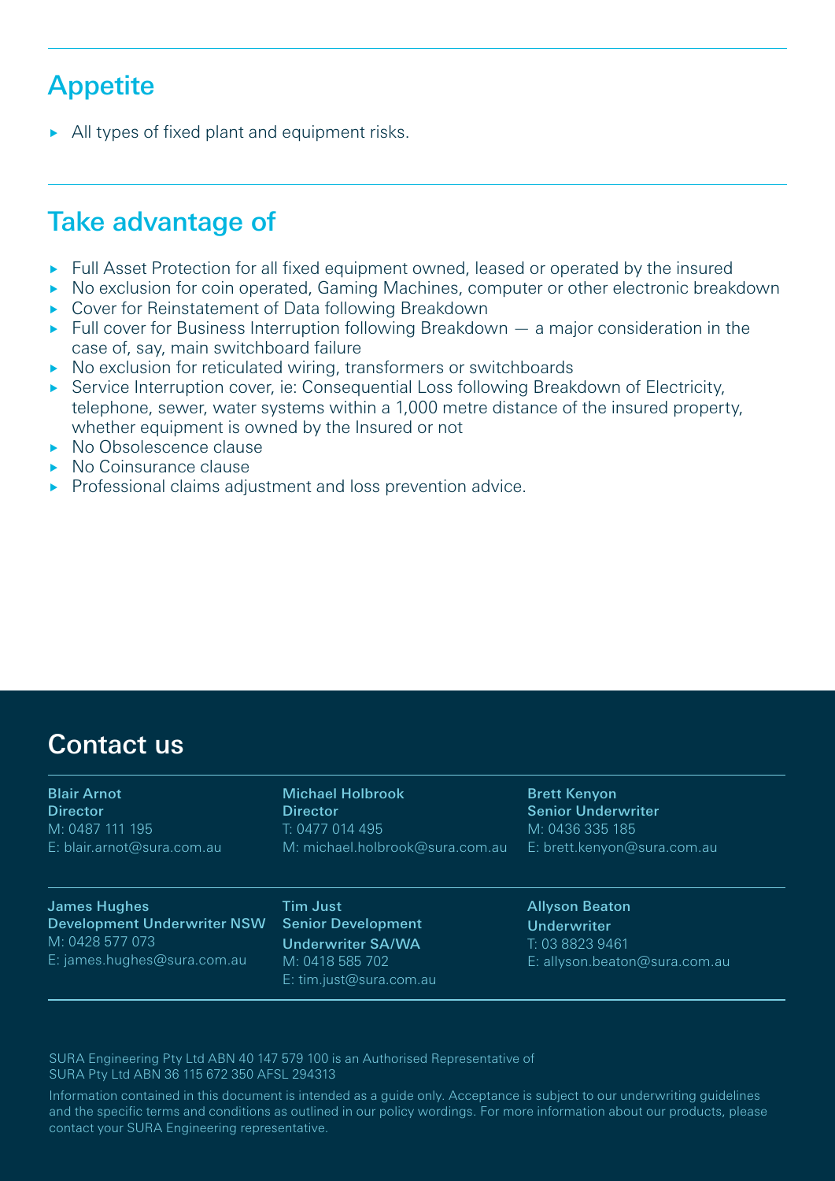## Appetite

- All types of fixed plant and equipment risks.

## Take advantage of

- Full Asset Protection for all fixed equipment owned, leased or operated by the insured
- No exclusion for coin operated, Gaming Machines, computer or other electronic breakdown
- Cover for Reinstatement of Data following Breakdown
- Full cover for Business Interruption following Breakdown — a major consideration in the case of, say, main switchboard failure
- No exclusion for reticulated wiring, transformers or switchboards
- Service Interruption cover, ie: Consequential Loss following Breakdown of Electricity, telephone, sewer, water systems within a 1,000 metre distance of the insured property, whether equipment is owned by the Insured or not
- No Obsolescence clause
- No Coinsurance clause
- Professional claims adjustment and loss prevention advice.

## Contact us

**Blair Arnot**
**Director**
M: 0487 111 195
E: blair.arnot@sura.com.au

**Michael Holbrook**
**Director**
T: 0477 014 495
M: michael.holbrook@sura.com.au

**Brett Kenyon**
**Senior Underwriter**
M: 0436 335 185
E: brett.kenyon@sura.com.au

**James Hughes**
**Development Underwriter NSW**
M: 0428 577 073
E: james.hughes@sura.com.au

**Tim Just**
**Senior Development Underwriter SA/WA**
M: 0418 585 702
E: tim.just@sura.com.au

**Allyson Beaton**
**Underwriter**
T: 03 8823 9461
E: allyson.beaton@sura.com.au

SURA Engineering Pty Ltd ABN 40 147 579 100 is an Authorised Representative of SURA Pty Ltd ABN 36 115 672 350 AFSL 294313

Information contained in this document is intended as a guide only. Acceptance is subject to our underwriting guidelines and the specific terms and conditions as outlined in our policy wordings. For more information about our products, please contact your SURA Engineering representative.